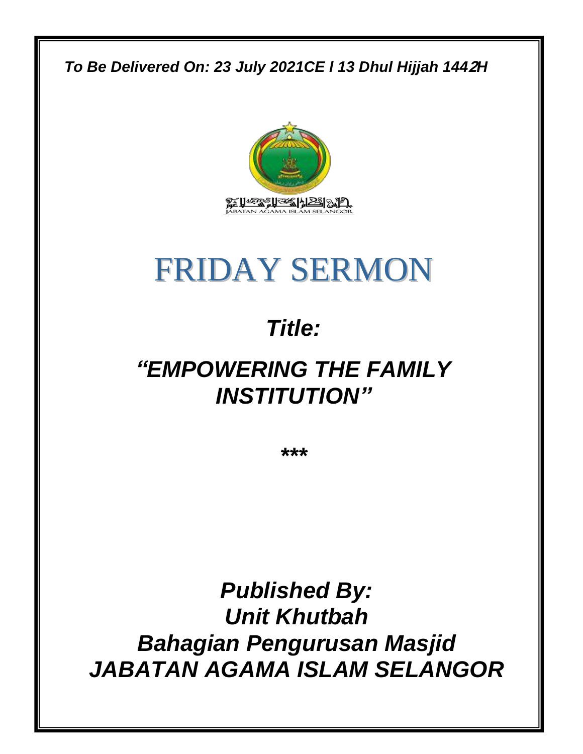*To Be Delivered On: 23 July 2021CE l 13 Dhul Hijjah 1442H*

JABATAN AGAMA ISLAM SELANGOR

# FRIDAY SERMON

## *Title:*

## *"EMPOWERING THE FAMILY INSTITUTION"*

**\*\*\***

***Published By:***
***Unit Khutbah***
***Bahagian Pengurusan Masjid***
***JABATAN AGAMA ISLAM SELANGOR***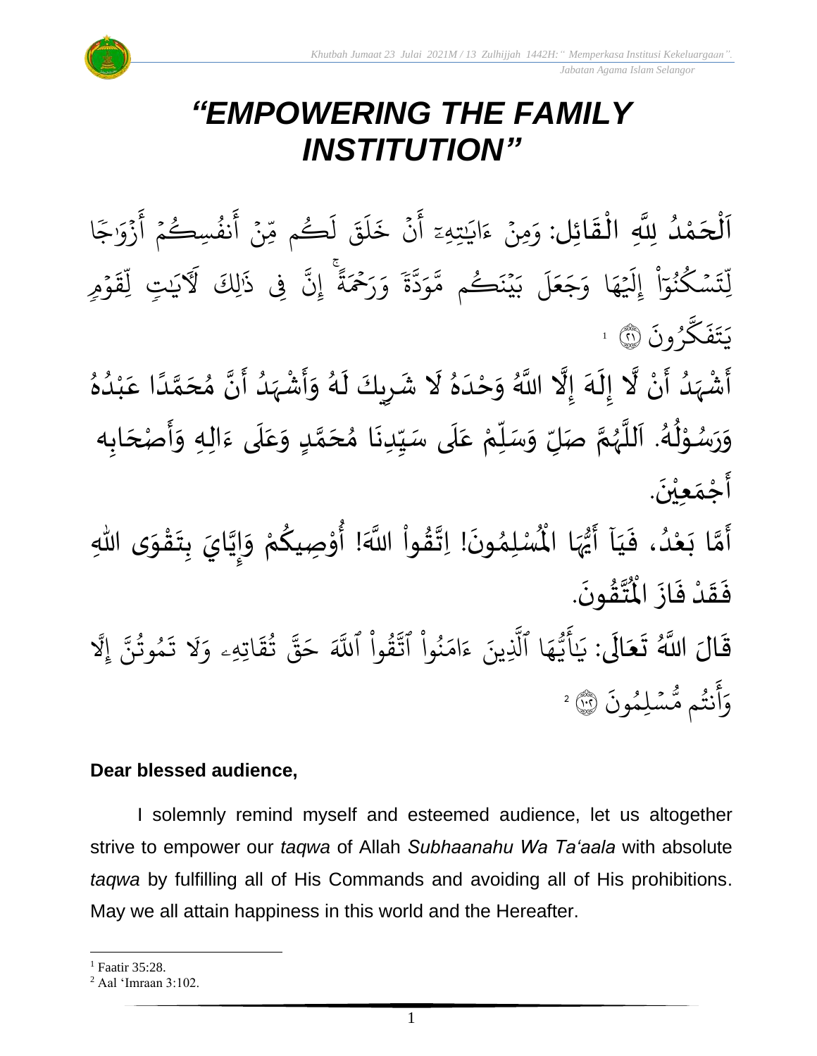# *"EMPOWERING THE FAMILY INSTITUTION"*

اَلْحَمْدُ لِلَّهِ الْقَائِل: وَمِنْ ءَايَٰتِهِۦٓ أَنْ خَلَقَ لَكُم مِّنْ أَنفُسِكُمْ أَزْوَٰجًا لِّتَسْكُنُوٓاْ إِلَيْهَا وَجَعَلَ بَيْنَكُم مَّوَدَّةً وَرَحْمَةً ۚ إِنَّ فِى ذَٰلِكَ لَءَايَٰتٍ لِّقَوْمٍ يَتَفَكَّرُونَ ﴿٢١﴾ [1]

أَشْهَدُ أَنْ لَّا إِلَهَ إِلَّا اللَّهُ وَحْدَهُ لَا شَرِيكَ لَهُ وَأَشْهَدُ أَنَّ مُحَمَّدًا عَبْدُهُ وَرَسُوْلُهُ. اَللَّهُمَّ صَلِّ وَسَلِّمْ عَلَى سَيِّدِنَا مُحَمَّدٍ وَعَلَى ءَالِهِ وَأَصْحَابِه أَجْمَعِيْنَ.

أَمَّا بَعْدُ، فَيَآ أَيُّهَا الْمُسْلِمُونَ! اِتَّقُواْ اللَّهَ! أُوْصِيكُمْ وَإِيَّايَ بِتَقْوَى اللّٰهِ فَقَدْ فَازَ الْمُتَّقُونَ.

قَالَ اللَّهُ تَعَالَى: يَٰٓأَيُّهَا ٱلَّذِينَ ءَامَنُواْ ٱتَّقُواْ ٱللَّهَ حَقَّ تُقَاتِهِۦ وَلَا تَمُوتُنَّ إِلَّا وَأَنتُم مُّسْلِمُونَ ﴿١٠٢﴾ [2]

**Dear blessed audience,**

I solemnly remind myself and esteemed audience, let us altogether strive to empower our *taqwa* of Allah *Subhaanahu Wa Ta'aala* with absolute *taqwa* by fulfilling all of His Commands and avoiding all of His prohibitions. May we all attain happiness in this world and the Hereafter.

---

[1] Faatir 35:28.
[2] Aal 'Imraan 3:102.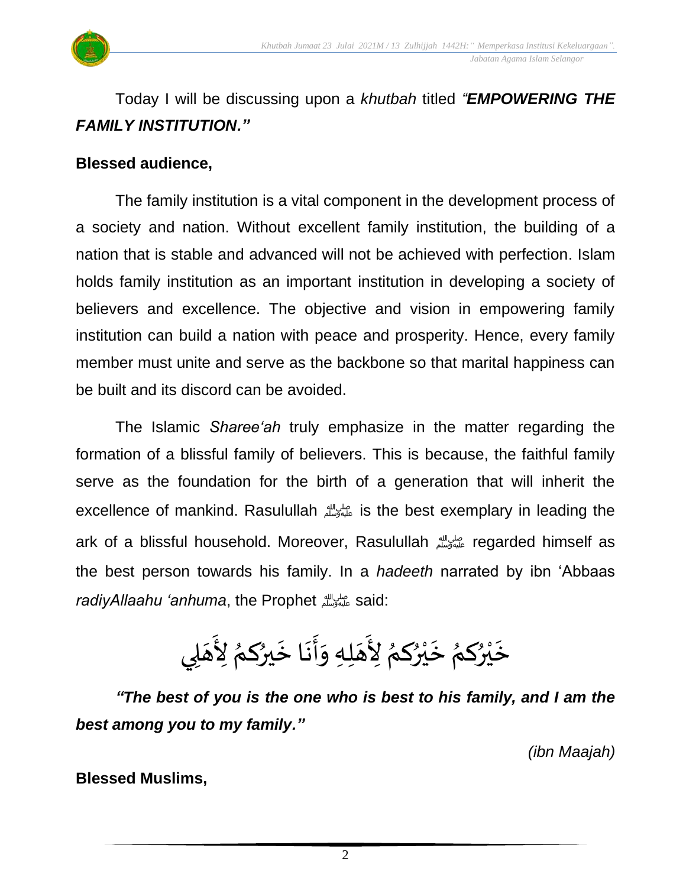Today I will be discussing upon a *khutbah* titled ***"EMPOWERING THE FAMILY INSTITUTION."***

**Blessed audience,**

The family institution is a vital component in the development process of a society and nation. Without excellent family institution, the building of a nation that is stable and advanced will not be achieved with perfection. Islam holds family institution as an important institution in developing a society of believers and excellence. The objective and vision in empowering family institution can build a nation with peace and prosperity. Hence, every family member must unite and serve as the backbone so that marital happiness can be built and its discord can be avoided.

The Islamic *Sharee'ah* truly emphasize in the matter regarding the formation of a blissful family of believers. This is because, the faithful family serve as the foundation for the birth of a generation that will inherit the excellence of mankind. Rasulullah ﷺ is the best exemplary in leading the ark of a blissful household. Moreover, Rasulullah ﷺ regarded himself as the best person towards his family. In a *hadeeth* narrated by ibn 'Abbaas *radiyAllaahu 'anhuma*, the Prophet ﷺ said:

خَيْرُكمُ خَيْرُكمُ لِأَهَلِهِ وَأَنَا خَيرُكمُ لِأَهَلِي

***"The best of you is the one who is best to his family, and I am the best among you to my family."***

*(ibn Maajah)*

**Blessed Muslims,**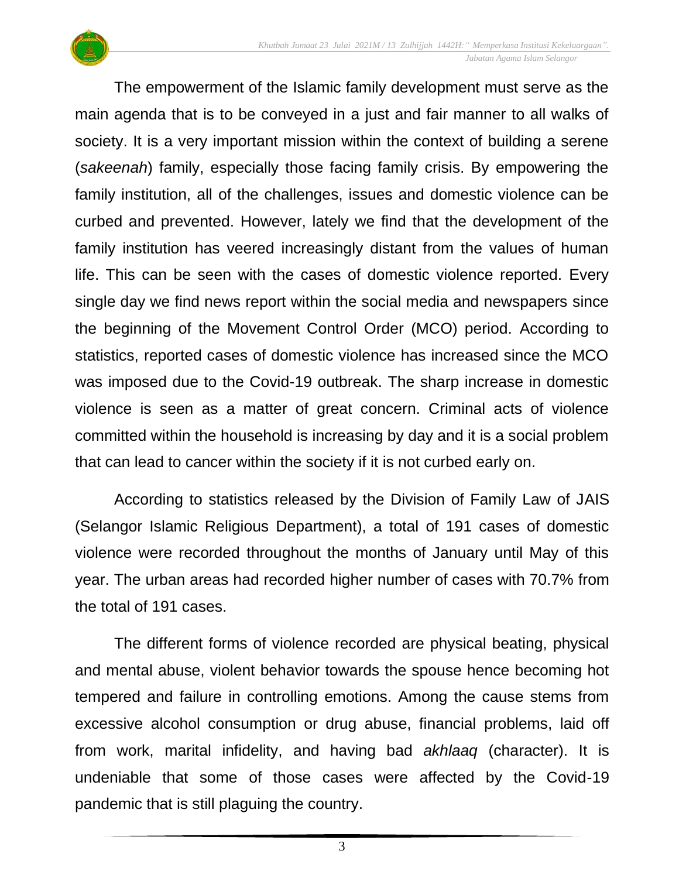The empowerment of the Islamic family development must serve as the main agenda that is to be conveyed in a just and fair manner to all walks of society. It is a very important mission within the context of building a serene (*sakeenah*) family, especially those facing family crisis. By empowering the family institution, all of the challenges, issues and domestic violence can be curbed and prevented. However, lately we find that the development of the family institution has veered increasingly distant from the values of human life. This can be seen with the cases of domestic violence reported. Every single day we find news report within the social media and newspapers since the beginning of the Movement Control Order (MCO) period. According to statistics, reported cases of domestic violence has increased since the MCO was imposed due to the Covid-19 outbreak. The sharp increase in domestic violence is seen as a matter of great concern. Criminal acts of violence committed within the household is increasing by day and it is a social problem that can lead to cancer within the society if it is not curbed early on.

According to statistics released by the Division of Family Law of JAIS (Selangor Islamic Religious Department), a total of 191 cases of domestic violence were recorded throughout the months of January until May of this year. The urban areas had recorded higher number of cases with 70.7% from the total of 191 cases.

The different forms of violence recorded are physical beating, physical and mental abuse, violent behavior towards the spouse hence becoming hot tempered and failure in controlling emotions. Among the cause stems from excessive alcohol consumption or drug abuse, financial problems, laid off from work, marital infidelity, and having bad *akhlaaq* (character). It is undeniable that some of those cases were affected by the Covid-19 pandemic that is still plaguing the country.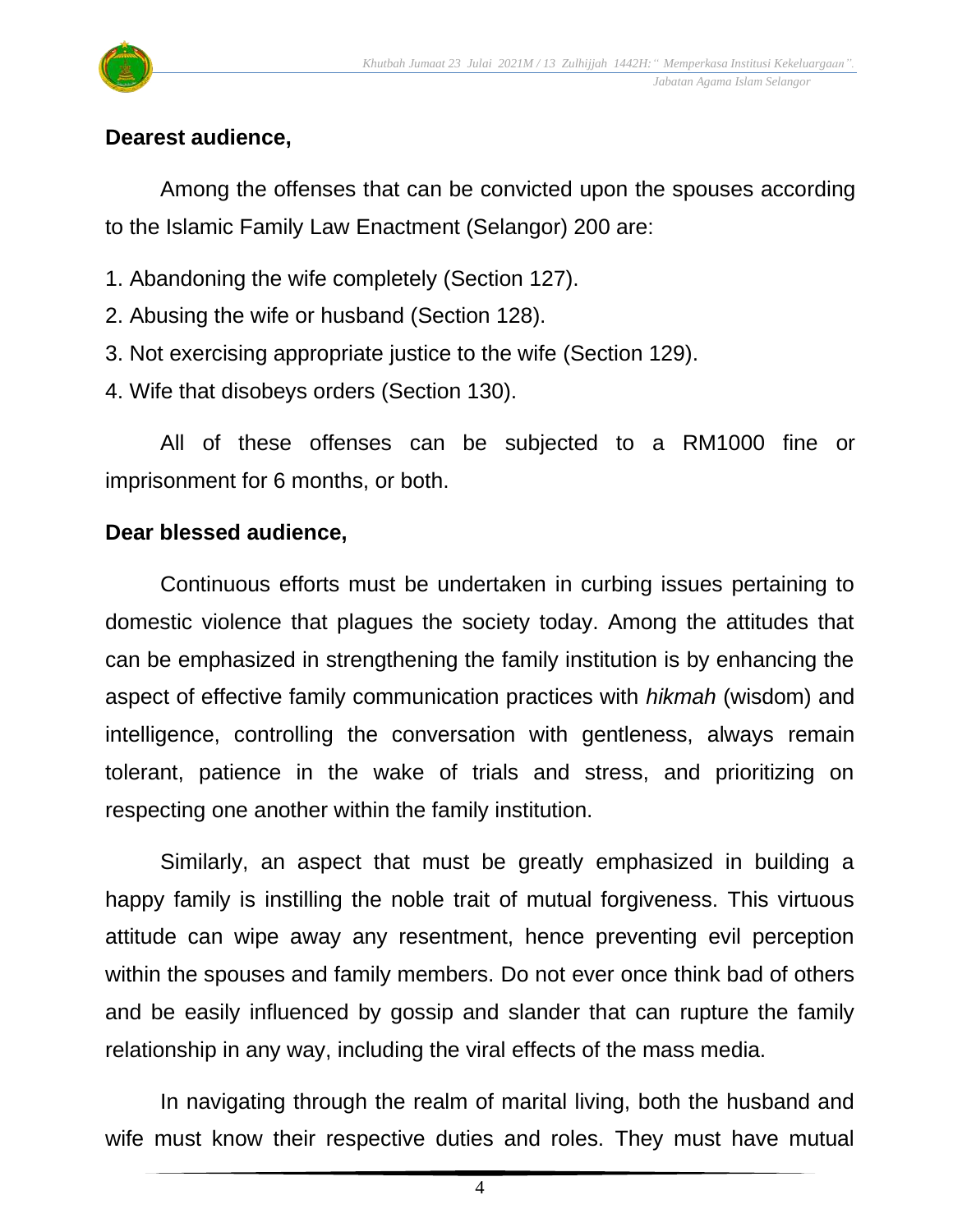**Dearest audience,**

Among the offenses that can be convicted upon the spouses according to the Islamic Family Law Enactment (Selangor) 200 are:

1. Abandoning the wife completely (Section 127).
2. Abusing the wife or husband (Section 128).
3. Not exercising appropriate justice to the wife (Section 129).
4. Wife that disobeys orders (Section 130).

All of these offenses can be subjected to a RM1000 fine or imprisonment for 6 months, or both.

**Dear blessed audience,**

Continuous efforts must be undertaken in curbing issues pertaining to domestic violence that plagues the society today. Among the attitudes that can be emphasized in strengthening the family institution is by enhancing the aspect of effective family communication practices with *hikmah* (wisdom) and intelligence, controlling the conversation with gentleness, always remain tolerant, patience in the wake of trials and stress, and prioritizing on respecting one another within the family institution.

Similarly, an aspect that must be greatly emphasized in building a happy family is instilling the noble trait of mutual forgiveness. This virtuous attitude can wipe away any resentment, hence preventing evil perception within the spouses and family members. Do not ever once think bad of others and be easily influenced by gossip and slander that can rupture the family relationship in any way, including the viral effects of the mass media.

In navigating through the realm of marital living, both the husband and wife must know their respective duties and roles. They must have mutual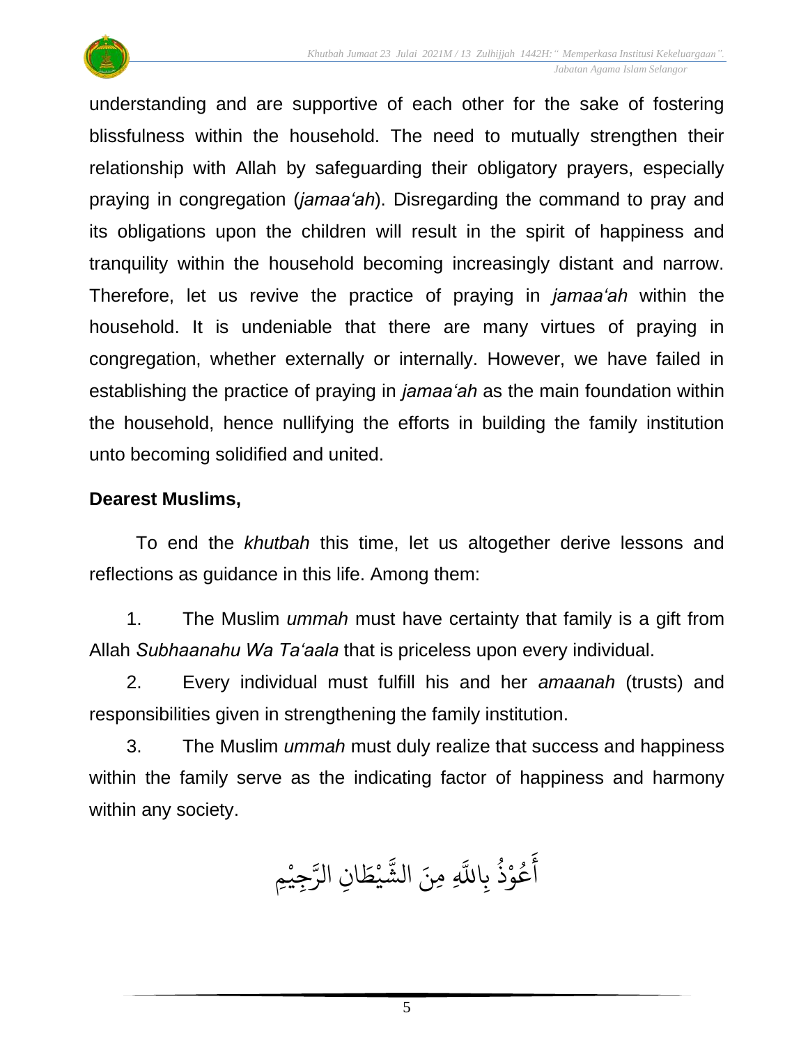understanding and are supportive of each other for the sake of fostering blissfulness within the household. The need to mutually strengthen their relationship with Allah by safeguarding their obligatory prayers, especially praying in congregation (*jamaa'ah*). Disregarding the command to pray and its obligations upon the children will result in the spirit of happiness and tranquility within the household becoming increasingly distant and narrow. Therefore, let us revive the practice of praying in *jamaa'ah* within the household. It is undeniable that there are many virtues of praying in congregation, whether externally or internally. However, we have failed in establishing the practice of praying in *jamaa'ah* as the main foundation within the household, hence nullifying the efforts in building the family institution unto becoming solidified and united.

**Dearest Muslims,**

To end the *khutbah* this time, let us altogether derive lessons and reflections as guidance in this life. Among them:

1. The Muslim *ummah* must have certainty that family is a gift from Allah *Subhaanahu Wa Ta'aala* that is priceless upon every individual.

2. Every individual must fulfill his and her *amaanah* (trusts) and responsibilities given in strengthening the family institution.

3. The Muslim *ummah* must duly realize that success and happiness within the family serve as the indicating factor of happiness and harmony within any society.

أَعُوْذُ بِاللَّهِ مِنَ الشَّيْطَانِ الرَّجِيْمِ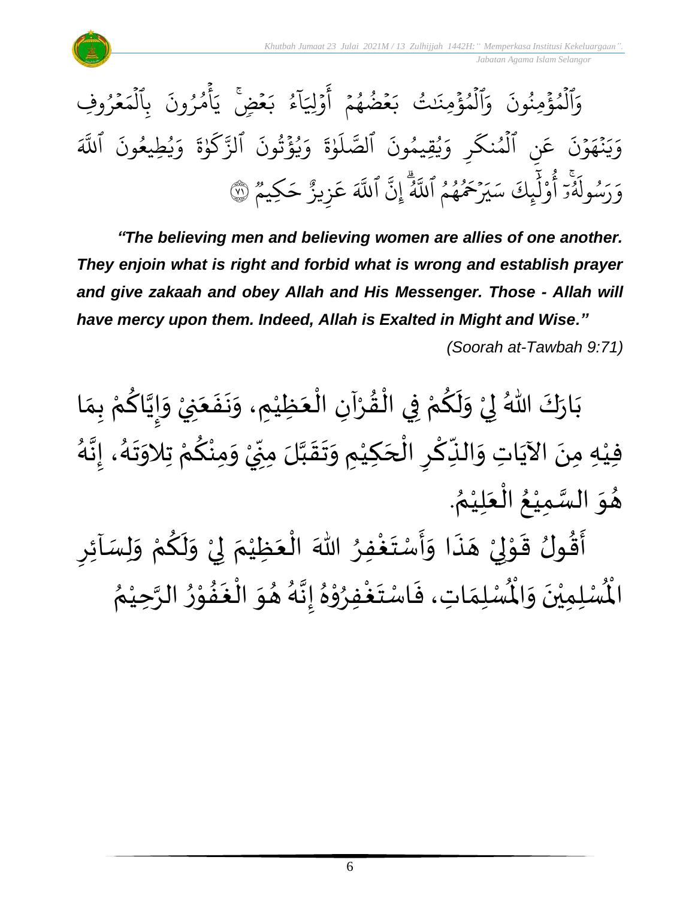وَٱلۡمُؤۡمِنُونَ وَٱلۡمُؤۡمِنَٰتُ بَعۡضُهُمۡ أَوۡلِيَآءُ بَعۡضٖۚ يَأۡمُرُونَ بِٱلۡمَعۡرُوفِ وَيَنۡهَوۡنَ عَنِ ٱلۡمُنكَرِ وَيُقِيمُونَ ٱلصَّلَوٰةَ وَيُؤۡتُونَ ٱلزَّكَوٰةَ وَيُطِيعُونَ ٱللَّهَ وَرَسُولَهُۥٓۚ أُوْلَٰٓئِكَ سَيَرۡحَمُهُمُ ٱللَّهُۗ إِنَّ ٱللَّهَ عَزِيزٌ حَكِيمٞ ٧١

***"The believing men and believing women are allies of one another. They enjoin what is right and forbid what is wrong and establish prayer and give zakaah and obey Allah and His Messenger. Those - Allah will have mercy upon them. Indeed, Allah is Exalted in Might and Wise."***

*(Soorah at-Tawbah 9:71)*

بَارَكَ اللهُ لِيْ وَلَكُمْ فِي الْقُرْآنِ الْعَظِيْمِ، وَنَفَعَنِيْ وَإِيَّاكُمْ بِمَا فِيْهِ مِنَ الآيَاتِ وَالذِّكْرِ الْحَكِيْمِ وَتَقَبَّلَ مِنِّيْ وَمِنْكُمْ تِلاوَتَهُ، إِنَّهُ هُوَ السَّمِيْعُ الْعَلِيْمُ.

أَقُولُ قَوْلِيْ هَذَا وَأَسْتَغْفِرُ اللهَ الْعَظِيْمَ لِيْ وَلَكُمْ وَلِسَآئِرِ الْمُسْلِمِيْنَ وَالْمُسْلِمَاتِ، فَاسْتَغْفِرُوْهُ إِنَّهُ هُوَ الْغَفُوْرُ الرَّحِيْمُ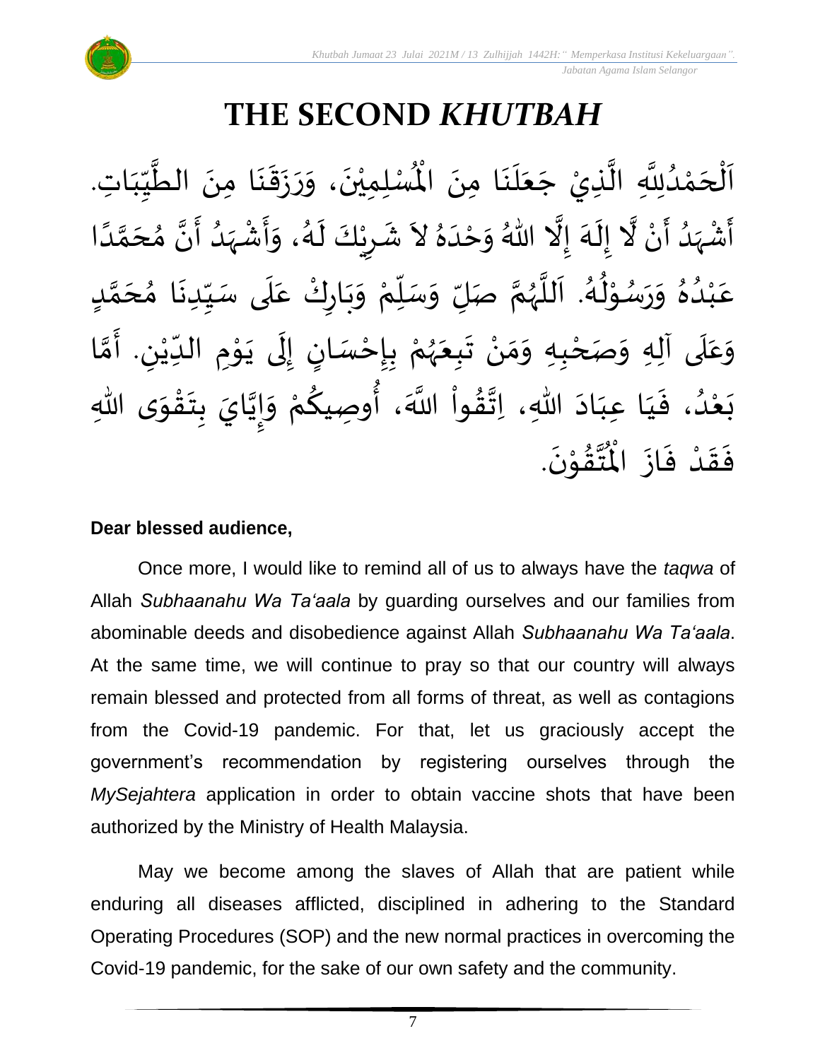# THE SECOND *KHUTBAH*

اَلْحَمْدُلِلَّهِ الَّذِيْ جَعَلَنَا مِنَ الْمُسْلِمِيْنَ، وَرَزَقَنَا مِنَ الطَّيِّبَاتِ. أَشْهَدُ أَنْ لَّا إِلَهَ إِلَّا اللهُ وَحْدَهُ لاَ شَرِيْكَ لَهُ، وَأَشْهَدُ أَنَّ مُحَمَّدًا عَبْدُهُ وَرَسُوْلُهُ. اَللَّهُمَّ صَلِّ وَسَلِّمْ وَبَارِكْ عَلَى سَيِّدِنَا مُحَمَّدٍ وَعَلَى آلِهِ وَصَحْبِهِ وَمَنْ تَبِعَهُمْ بِإِحْسَانٍ إِلَى يَوْمِ الدِّيْنِ. أَمَّا بَعْدُ، فَيَا عِبَادَ اللهِ، اِتَّقُواْ اللَّهَ، أُوصِيكُمْ وَإِيَّايَ بِتَقْوَى اللهِ فَقَدْ فَازَ الْمُتَّقُوْنَ.

**Dear blessed audience,**

Once more, I would like to remind all of us to always have the *taqwa* of Allah *Subhaanahu Wa Ta'aala* by guarding ourselves and our families from abominable deeds and disobedience against Allah *Subhaanahu Wa Ta'aala*. At the same time, we will continue to pray so that our country will always remain blessed and protected from all forms of threat, as well as contagions from the Covid-19 pandemic. For that, let us graciously accept the government's recommendation by registering ourselves through the *MySejahtera* application in order to obtain vaccine shots that have been authorized by the Ministry of Health Malaysia.

May we become among the slaves of Allah that are patient while enduring all diseases afflicted, disciplined in adhering to the Standard Operating Procedures (SOP) and the new normal practices in overcoming the Covid-19 pandemic, for the sake of our own safety and the community.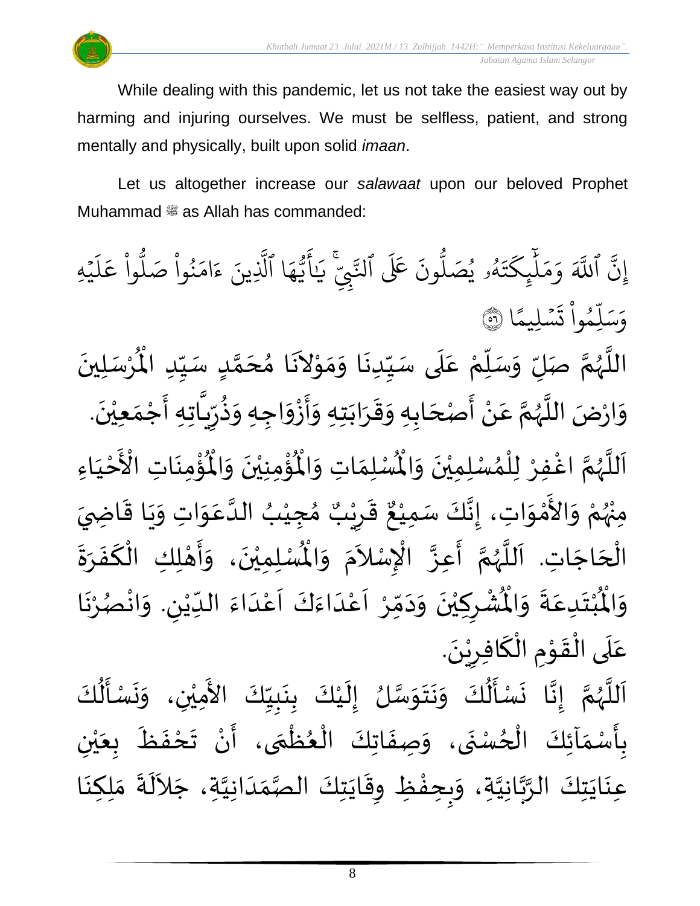While dealing with this pandemic, let us not take the easiest way out by harming and injuring ourselves. We must be selfless, patient, and strong mentally and physically, built upon solid *imaan*.

Let us altogether increase our *salawaat* upon our beloved Prophet Muhammad ﷺ as Allah has commanded:

إِنَّ ٱللَّهَ وَمَلَٰٓئِكَتَهُۥ يُصَلُّونَ عَلَى ٱلنَّبِيِّۚ يَٰٓأَيُّهَا ٱلَّذِينَ ءَامَنُواْ صَلُّواْ عَلَيۡهِ وَسَلِّمُواْ تَسۡلِيمًا ﴿٥٦﴾

اللَّهُمَّ صَلِّ وَسَلِّمْ عَلَى سَيِّدِنَا وَمَوْلاَنَا مُحَمَّدٍ سَيِّدِ الْمُرْسَلِينَ وَارْضَ اللَّهُمَّ عَنْ أَصْحَابِهِ وَقَرَابَتِهِ وَأَزْوَاجِهِ وَذُرِّيَّاتِهِ أَجْمَعِيْنَ.

اَللَّهُمَّ اغْفِرْ لِلْمُسْلِمِيْنَ وَالْمُسْلِمَاتِ وَالْمُؤْمِنِيْنَ وَالْمُؤْمِنَاتِ الْأَحْيَاءِ مِنْهُمْ وَالأَمْوَاتِ، إِنَّكَ سَمِيْعٌ قَرِيْبٌ مُجِيْبُ الدَّعَوَاتِ وَيَا قَاضِيَ الْحَاجَاتِ. اَللَّهُمَّ أَعِزَّ الإِسْلاَمَ وَالْمُسْلِمِيْنَ، وَأَهْلِكِ الْكَفَرَةَ وَالْمُبْتَدِعَةَ وَالْمُشْرِكِيْنَ وَدَمِّرْ اَعْدَاءَكَ اَعْدَاءَ الدِّيْنِ. وَانْصُرْنَا عَلَى الْقَوْمِ الْكَافِرِيْنَ.

اَللَّهُمَّ إِنَّا نَسْأَلُكَ وَنَتَوَسَّلُ إِلَيْكَ بِنَبِيِّكَ الأَمِيْنِ، وَنَسْأَلُكَ بِأَسْمَآئِكَ الْحُسْنَى، وَصِفَاتِكَ الْعُظْمَى، أَنْ تَحْفَظَ بِعَيْنِ عِنَايَتِكَ الرَّبَّانِيَّةِ، وَبِحِفْظِ وِقَايَتِكَ الصَّمَدَانِيَّةِ، جَلاَلَةَ مَلِكِنَا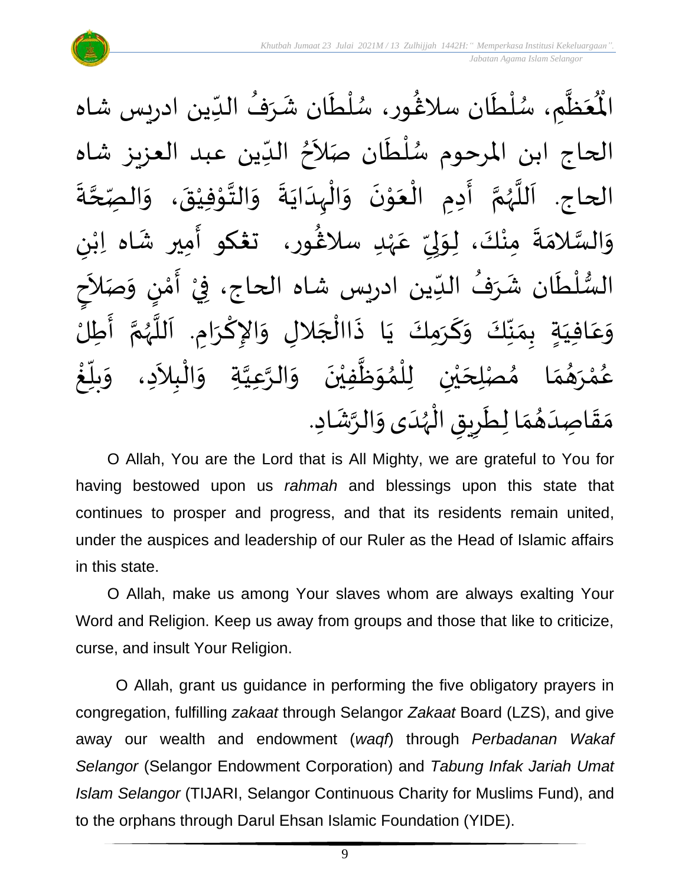الْمُعَظَّمِ، سُلْطَان سلاڠُور، سُلْطَان شَرَفُ الدِّين ادريس شاه الحاج ابن المرحوم سُلْطَان صَلاَحُ الدِّين عبد العزيز شاه الحاج. اَللَّهُمَّ أَدِمِ الْعَوْنَ وَالْهِدَايَةَ وَالتَّوْفِيْقَ، وَالصِّحَّةَ وَالسَّلامَةَ مِنْكَ، لِوَلِيِّ عَهْدِ سلاڠُور، تڠكو أَمِير شَاه اِبْنِ السُّلْطَان شَرَفُ الدِّين ادريس شاه الحاج، فِيْ أَمْنٍ وَصَلاَحٍ وَعَافِيَةٍ بِمَنِّكَ وَكَرَمِكَ يَا ذَاالْجَلالِ وَالإِكْرَامِ. اَللَّهُمَّ أَطِلْ عُمْرَهُمَا مُصْلِحَيْنِ لِلْمُوَظَّفِيْنَ وَالرَّعِيَّةِ وَالْبِلاَدِ، وَبَلِّغْ مَقَاصِدَهُمَا لِطَرِيقِ الْهُدَى وَالرَّشَادِ.

O Allah, You are the Lord that is All Mighty, we are grateful to You for having bestowed upon us *rahmah* and blessings upon this state that continues to prosper and progress, and that its residents remain united, under the auspices and leadership of our Ruler as the Head of Islamic affairs in this state.

O Allah, make us among Your slaves whom are always exalting Your Word and Religion. Keep us away from groups and those that like to criticize, curse, and insult Your Religion.

O Allah, grant us guidance in performing the five obligatory prayers in congregation, fulfilling *zakaat* through Selangor *Zakaat* Board (LZS), and give away our wealth and endowment (*waqf*) through *Perbadanan Wakaf Selangor* (Selangor Endowment Corporation) and *Tabung Infak Jariah Umat Islam Selangor* (TIJARI, Selangor Continuous Charity for Muslims Fund), and to the orphans through Darul Ehsan Islamic Foundation (YIDE).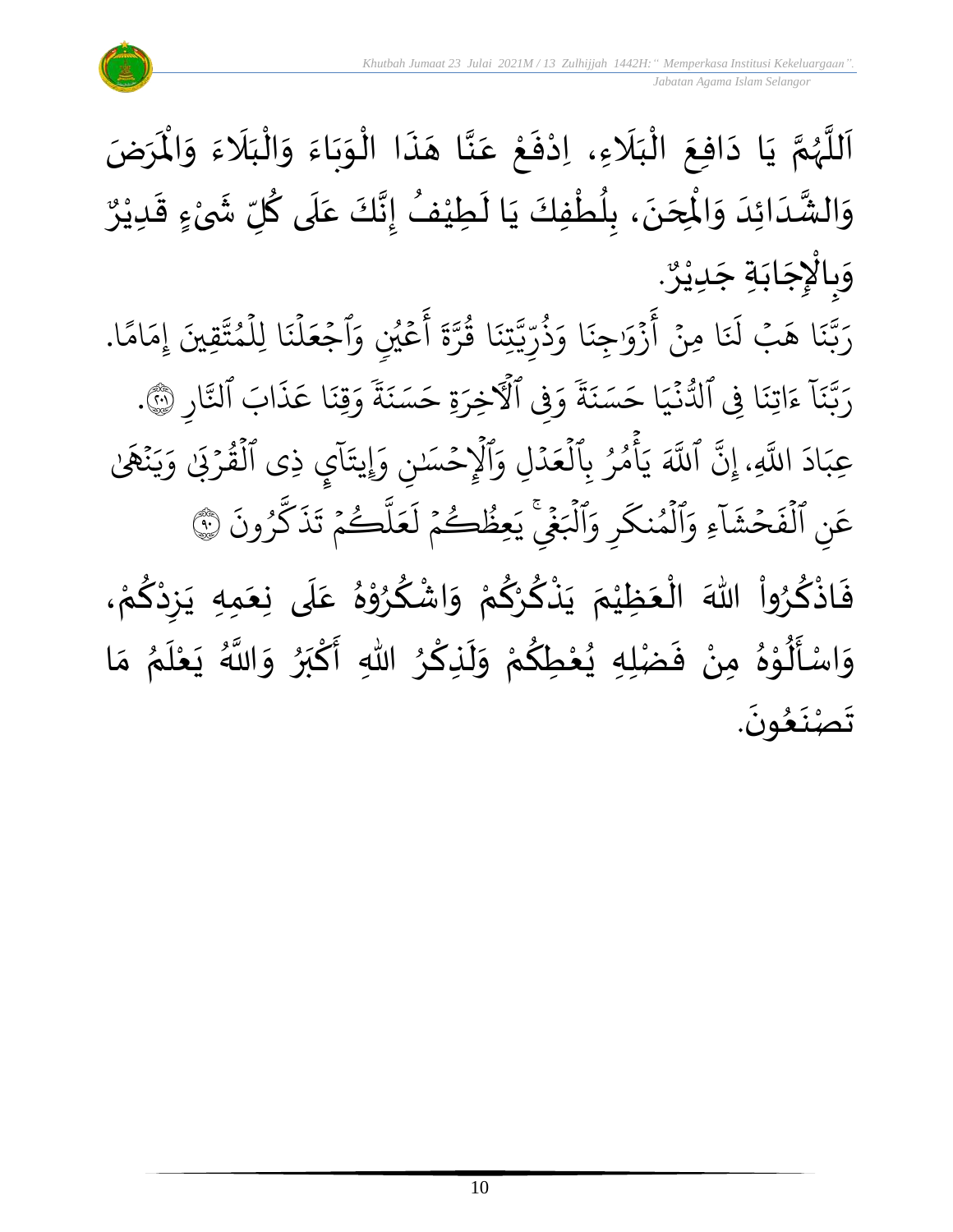اَللَّهُمَّ يَا دَافِعَ الْبَلَاءِ، اِدْفَعْ عَنَّا هَذَا الْوَبَاءَ وَالْبَلَاءَ وَالْمَرَضَ وَالشَّدَائِدَ وَالْمِحَنَ، بِلُطْفِكَ يَا لَطِيْفُ إِنَّكَ عَلَى كُلِّ شَىْءٍ قَدِيْرٌ وَبِالْإِجَابَةِ جَدِيْرٌ.

رَبَّنَا هَبْ لَنَا مِنْ أَزْوَاجِنَا وَذُرِّيَّتِنَا قُرَّةَ أَعْيُنٍ وَٱجْعَلْنَا لِلْمُتَّقِينَ إِمَامًا.

رَبَّنَآ ءَاتِنَا فِي ٱلدُّنْيَا حَسَنَةً وَفِي ٱلْأَخِرَةِ حَسَنَةً وَقِنَا عَذَابَ ٱلنَّارِ ﴿٢٠١﴾.

عِبَادَ اللَّهِ، إِنَّ ٱللَّهَ يَأْمُرُ بِٱلْعَدْلِ وَٱلْإِحْسَٰنِ وَإِيتَآيِٕ ذِى ٱلْقُرْبَىٰ وَيَنْهَىٰ عَنِ ٱلْفَحْشَآءِ وَٱلْمُنكَرِ وَٱلْبَغْىِ ۚ يَعِظُكُمْ لَعَلَّكُمْ تَذَكَّرُونَ ﴿٩٠﴾

فَاذْكُرُواْ اللهَ الْعَظِيْمَ يَذْكُرْكُمْ وَاشْكُرُوْهُ عَلَى نِعَمِهِ يَزِدْكُمْ، وَاسْأَلُوْهُ مِنْ فَضْلِهِ يُعْطِكُمْ وَلَذِكْرُ اللهِ أَكْبَرُ وَاللَّهُ يَعْلَمُ مَا تَصْنَعُونَ.